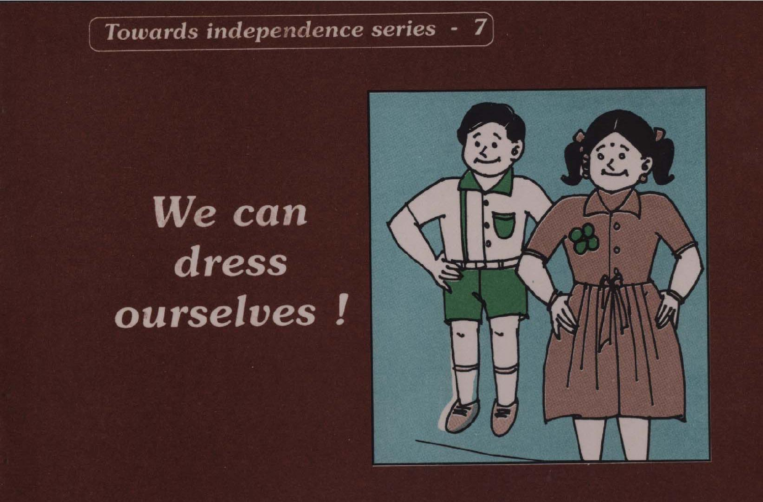Towards independence series - 7

# We can dress ourselves !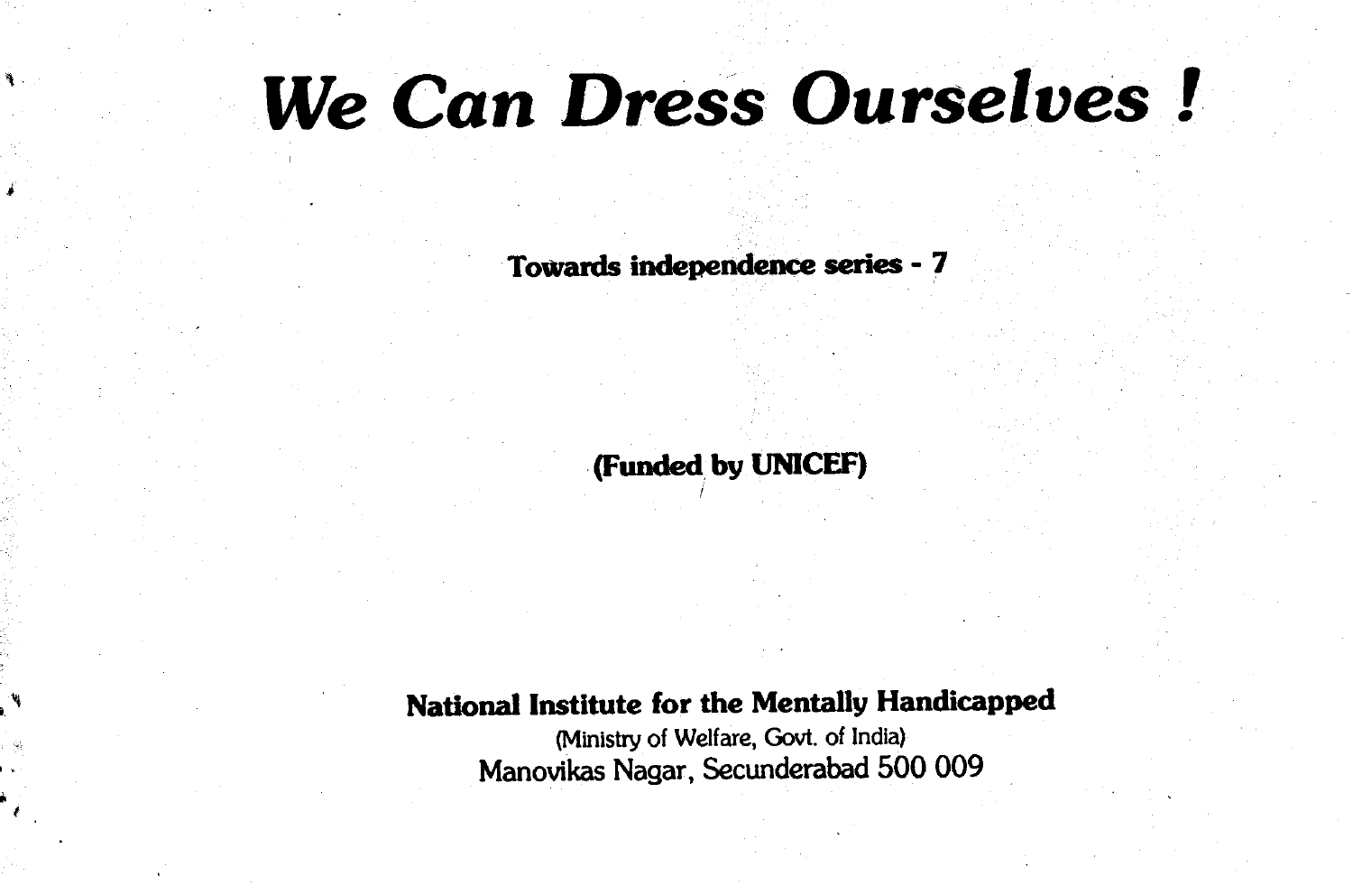# We Can Dress Ourselves !

**Towards independence series - 7**

**(Funded by UNICEF)**

**National Institute for the Mentally Handicapped**

(Ministry of Welfare, Govt. of India)

Manovikas Nagar, Secunderabad 500 009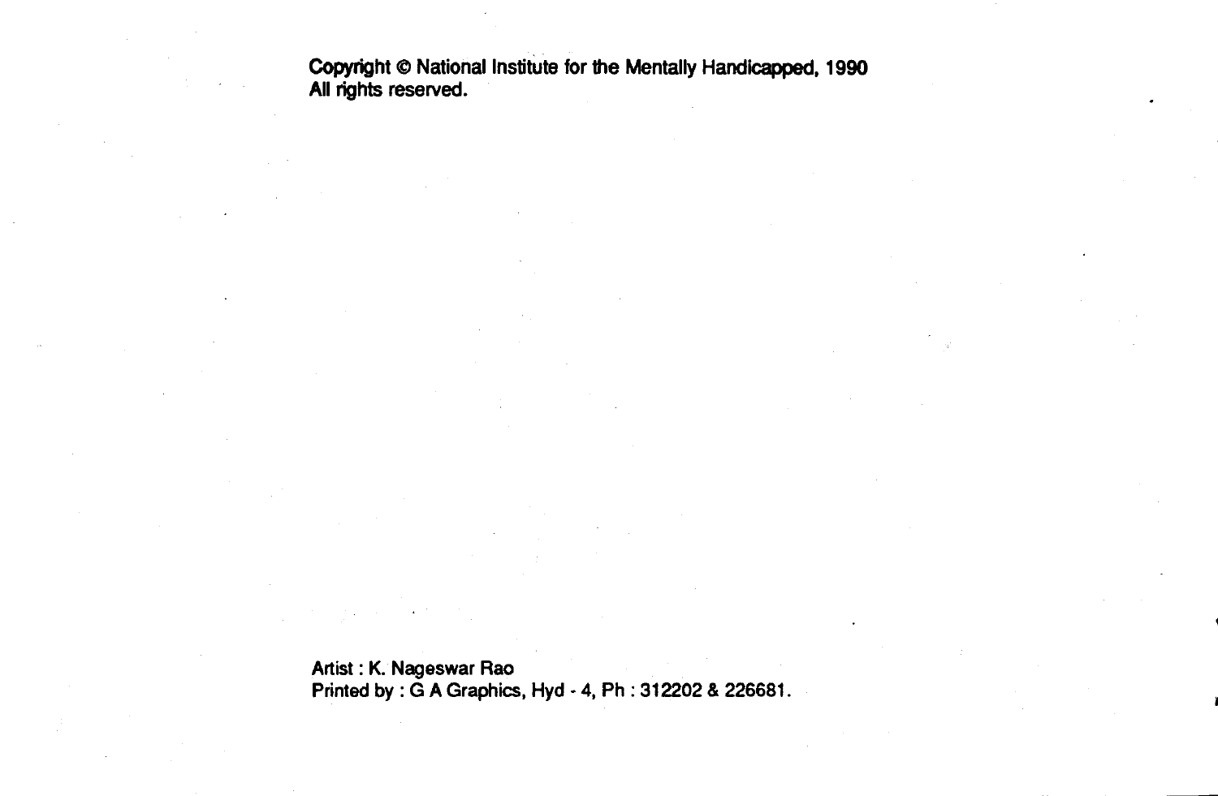Copyright © National Institute for the Mentally Handicapped, 1990
All rights reserved.

Artist : K. Nageswar Rao
Printed by : G A Graphics, Hyd - 4, Ph : 312202 & 226681.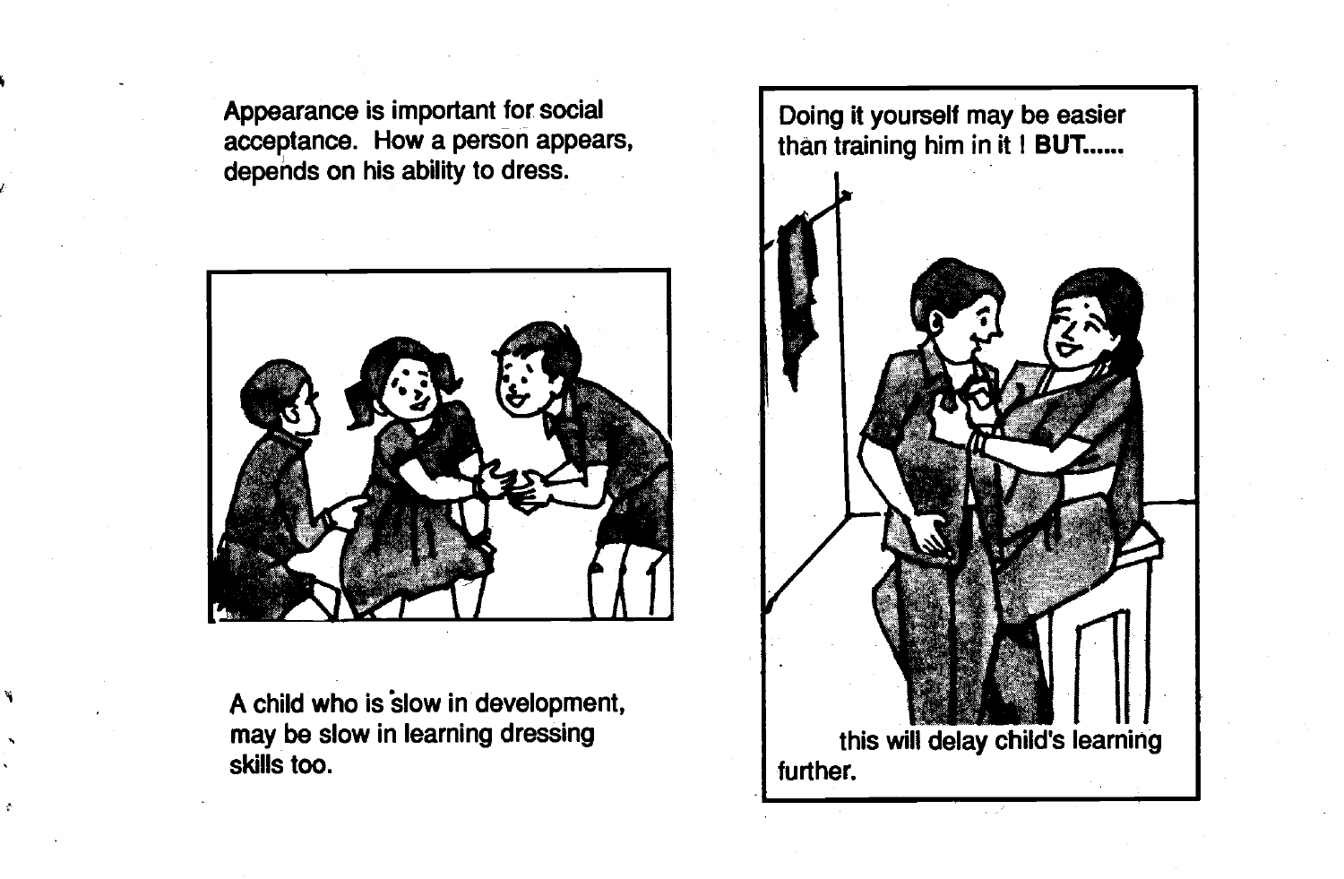Appearance is important for social acceptance. How a person appears, depends on his ability to dress.

A child who is slow in development, may be slow in learning dressing skills too.

Doing it yourself may be easier than training him in it ! **BUT......**

this will delay child's learning further.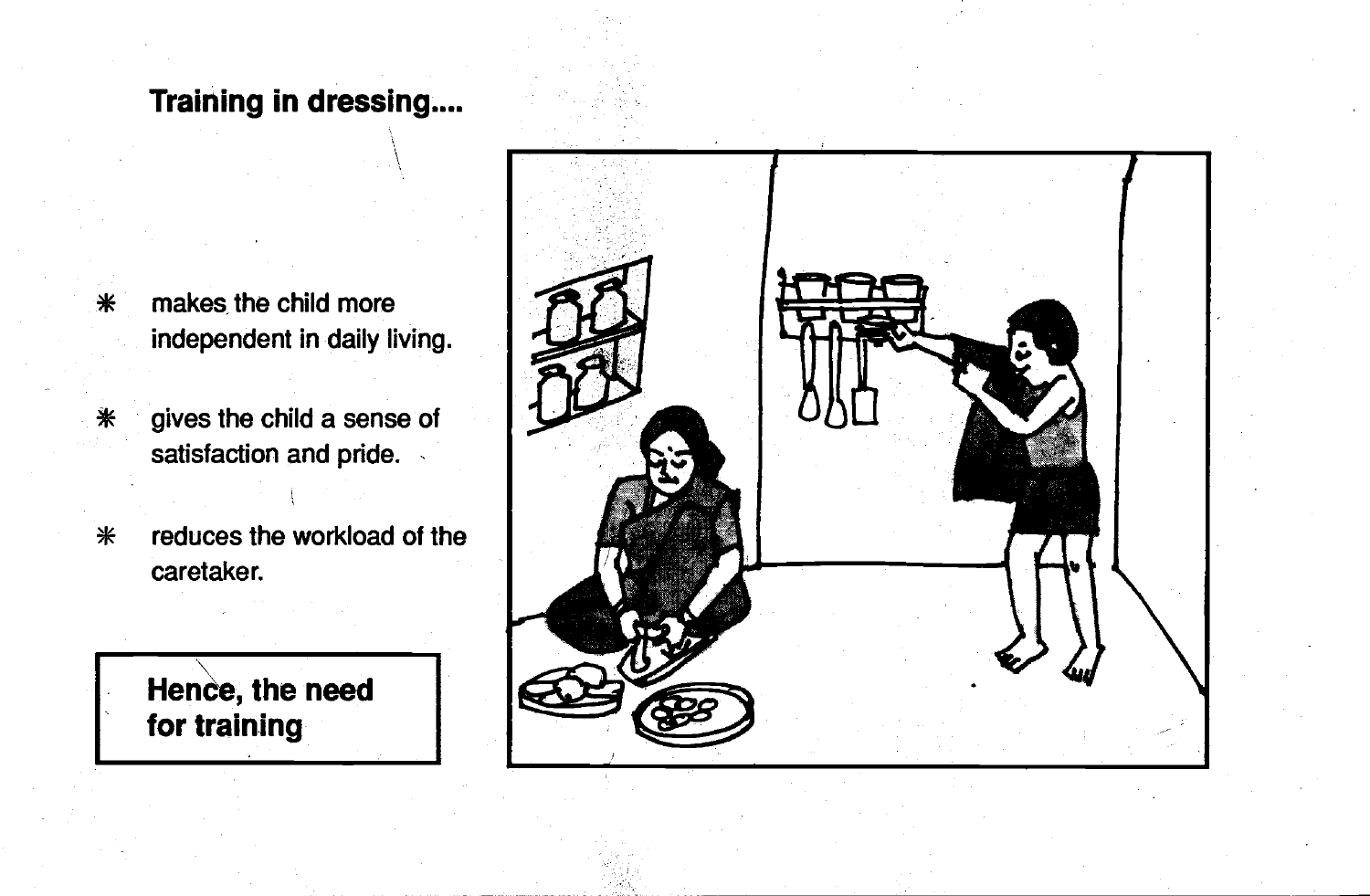**Training in dressing....**

- makes the child more independent in daily living.
- gives the child a sense of satisfaction and pride.
- reduces the workload of the caretaker.

**Hence, the need for training**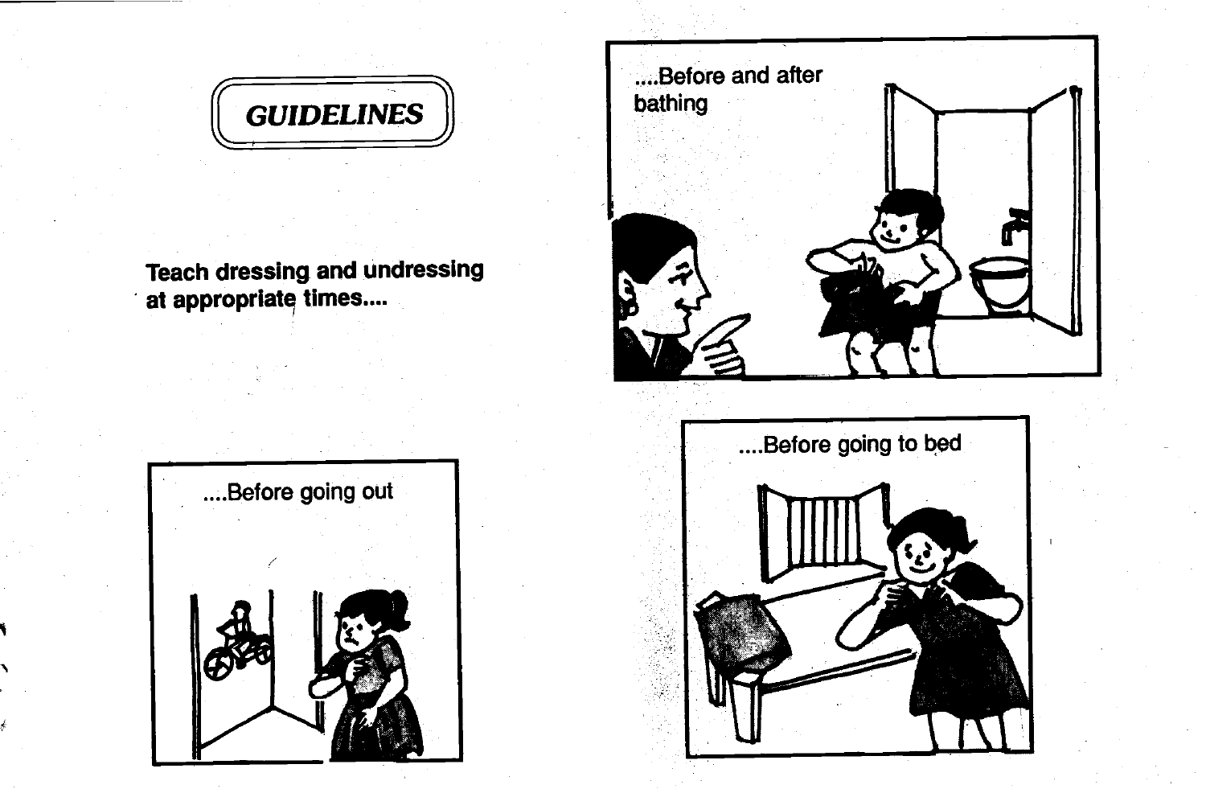## GUIDELINES

**Teach dressing and undressing at appropriate times....**

....Before and after bathing

....Before going out

....Before going to bed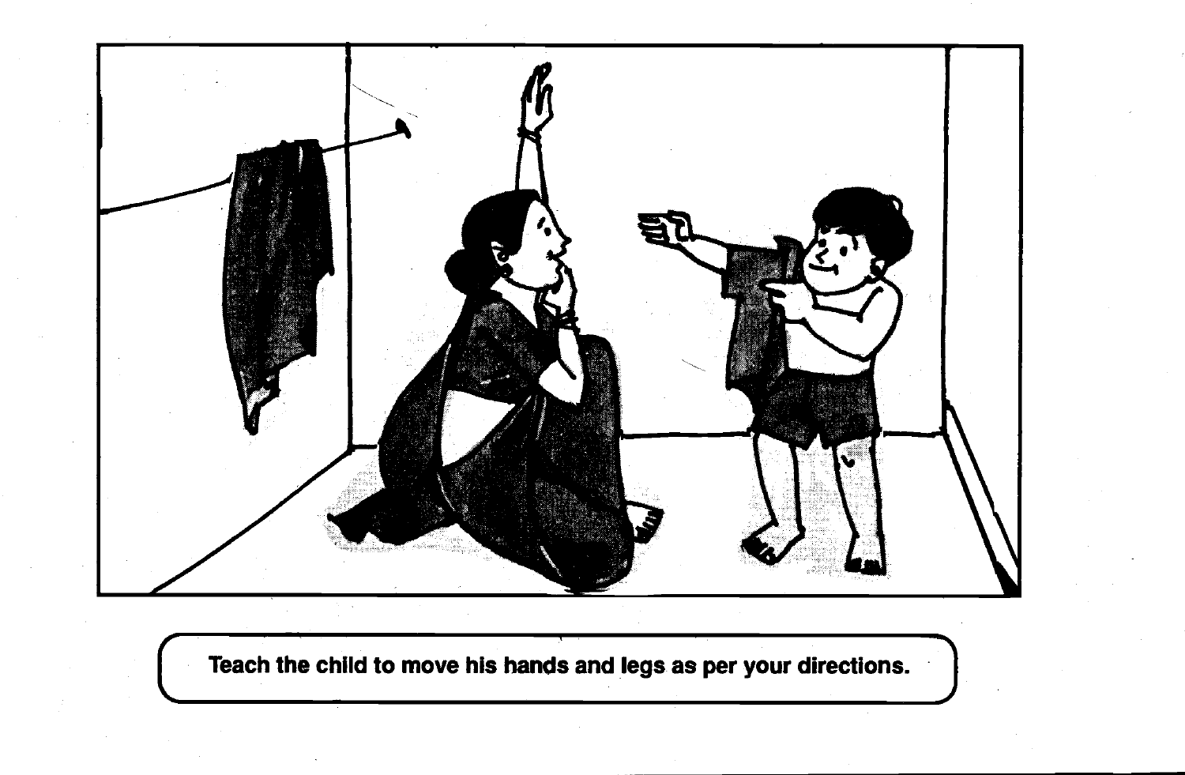Teach the child to move his hands and legs as per your directions.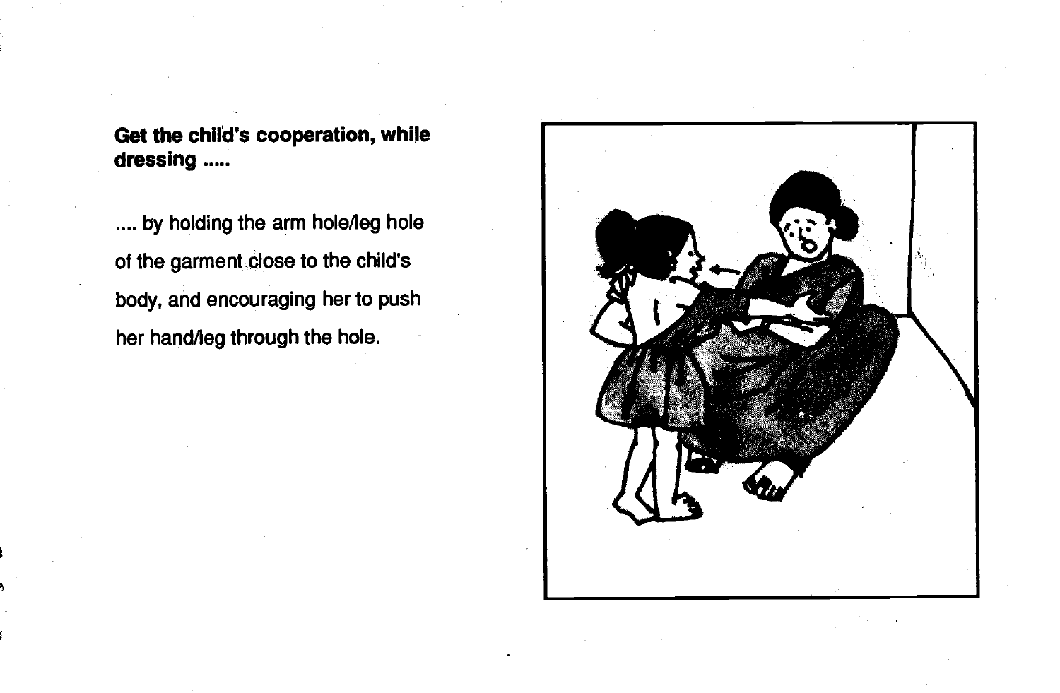**Get the child's cooperation, while dressing .....**

.... by holding the arm hole/leg hole of the garment close to the child's body, and encouraging her to push her hand/leg through the hole.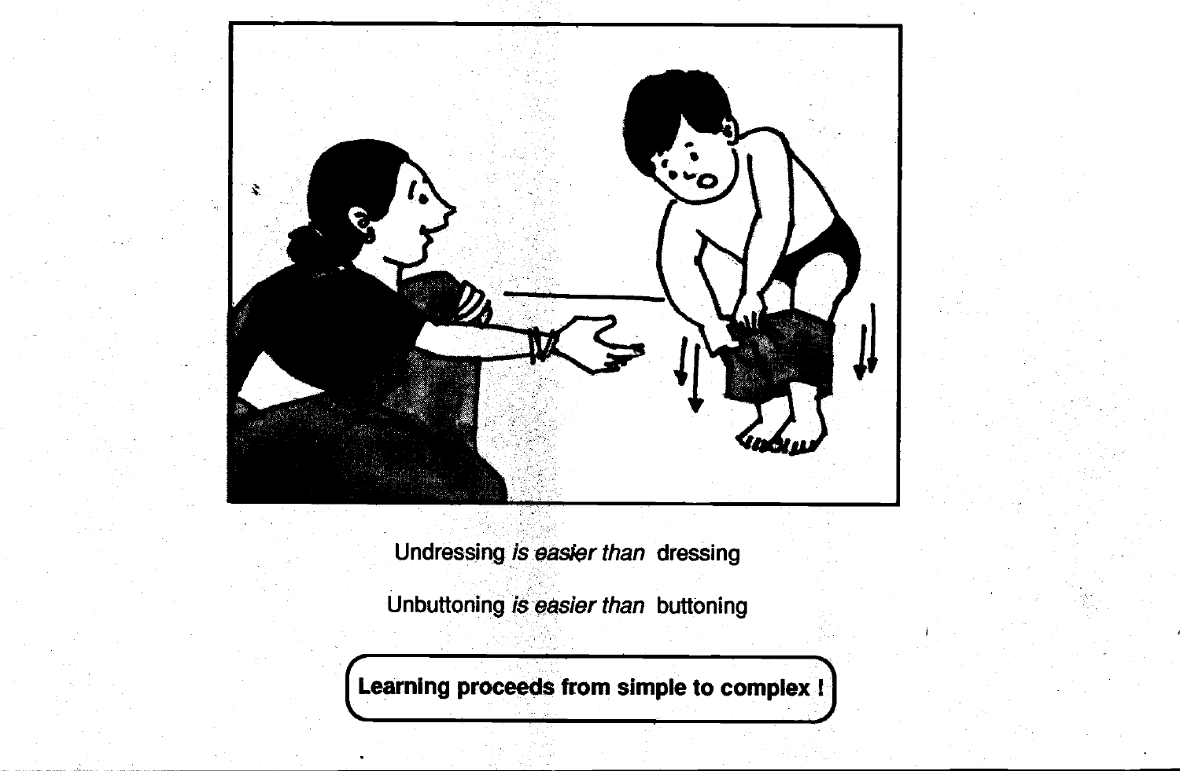Undressing *is easier than* dressing

Unbuttoning *is easier than* buttoning

**Learning proceeds from simple to complex !**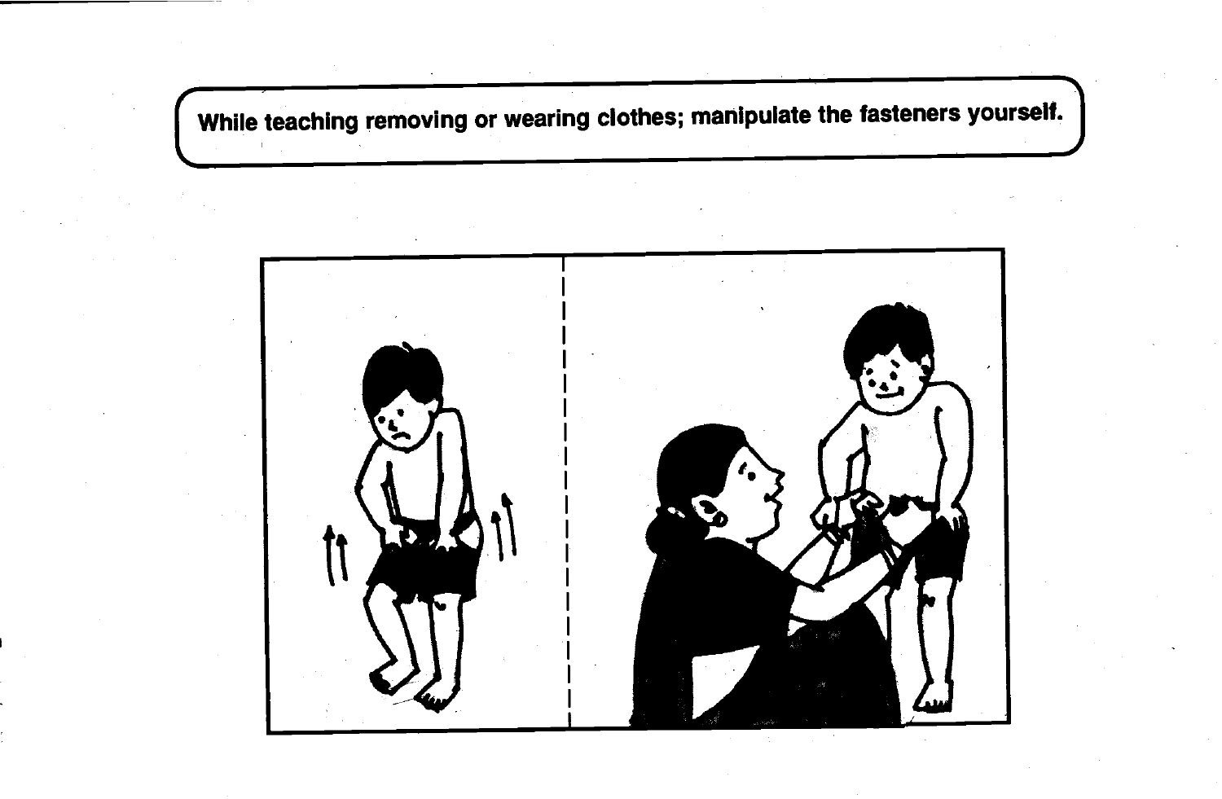While teaching removing or wearing clothes; manipulate the fasteners yourself.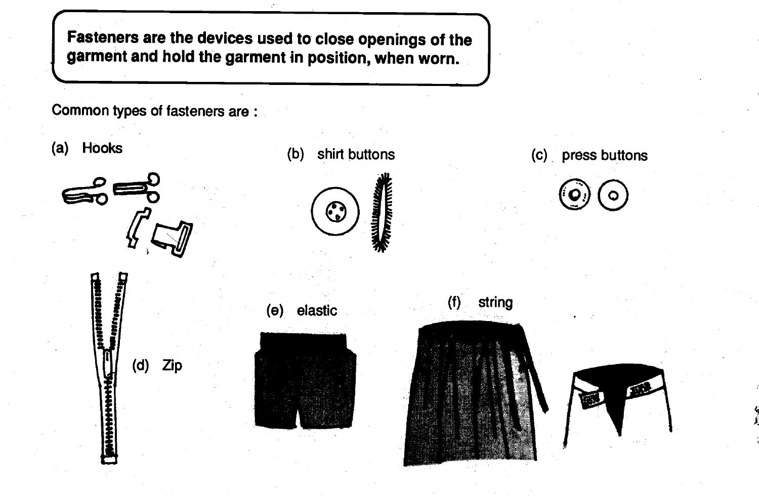**Fasteners are the devices used to close openings of the garment and hold the garment in position, when worn.**

Common types of fasteners are :

(a) Hooks

(b) shirt buttons

(c) press buttons

(d) Zip

(e) elastic

(f) string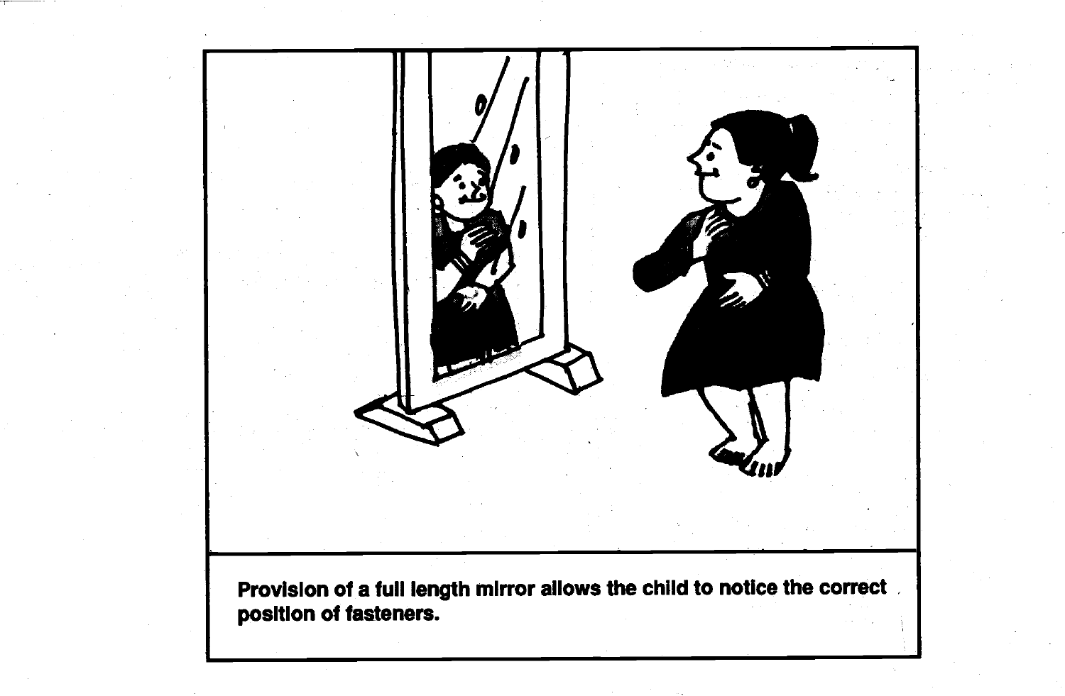**Provision of a full length mirror allows the child to notice the correct position of fasteners.**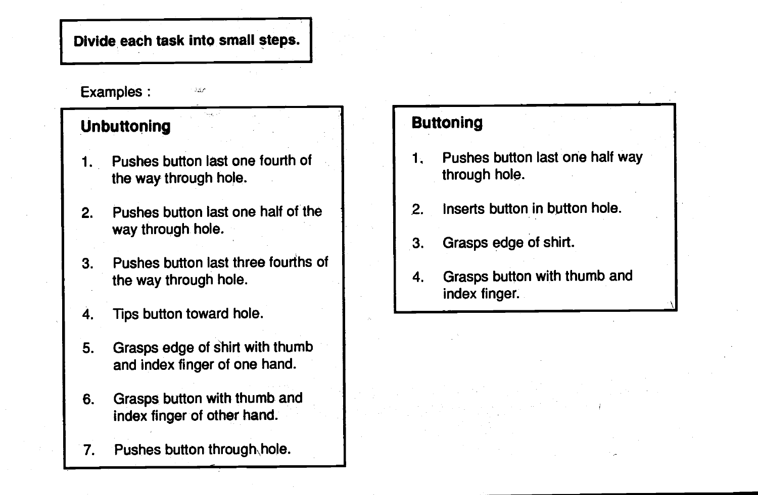**Divide each task into small steps.**

Examples :

### Unbuttoning

1. Pushes button last one fourth of the way through hole.
2. Pushes button last one half of the way through hole.
3. Pushes button last three fourths of the way through hole.
4. Tips button toward hole.
5. Grasps edge of shirt with thumb and index finger of one hand.
6. Grasps button with thumb and index finger of other hand.
7. Pushes button through hole.

### Buttoning

1. Pushes button last one half way through hole.
2. Inserts button in button hole.
3. Grasps edge of shirt.
4. Grasps button with thumb and index finger.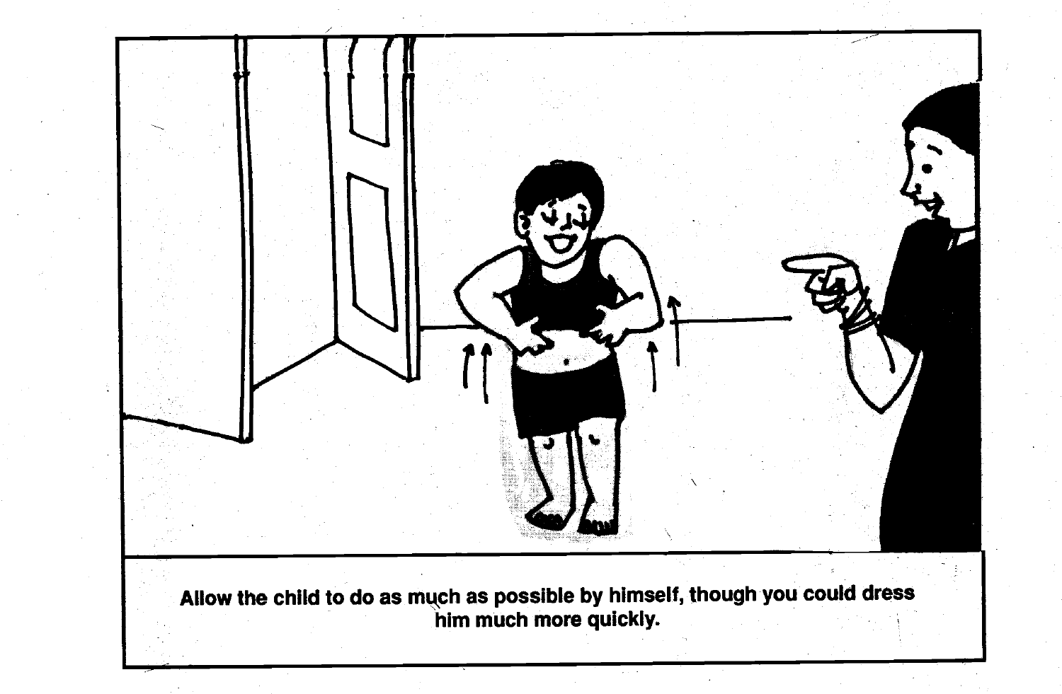Allow the child to do as much as possible by himself, though you could dress him much more quickly.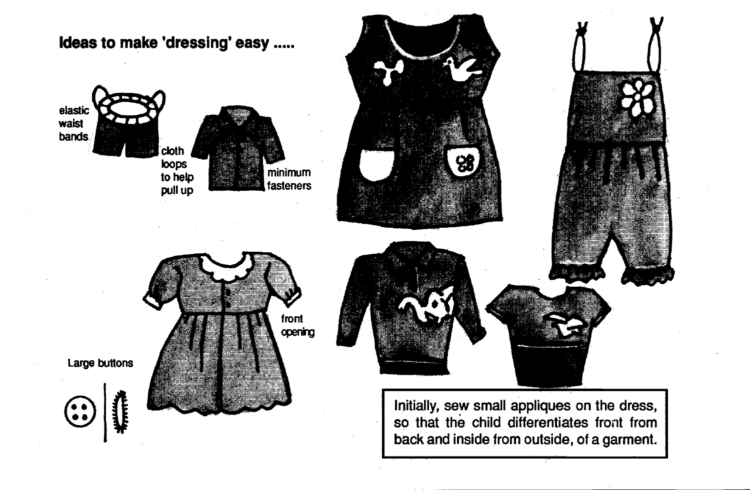# Ideas to make 'dressing' easy .....

elastic waist bands

cloth loops to help pull up

minimum fasteners

front opening

Large buttons

Initially, sew small appliques on the dress, so that the child differentiates front from back and inside from outside, of a garment.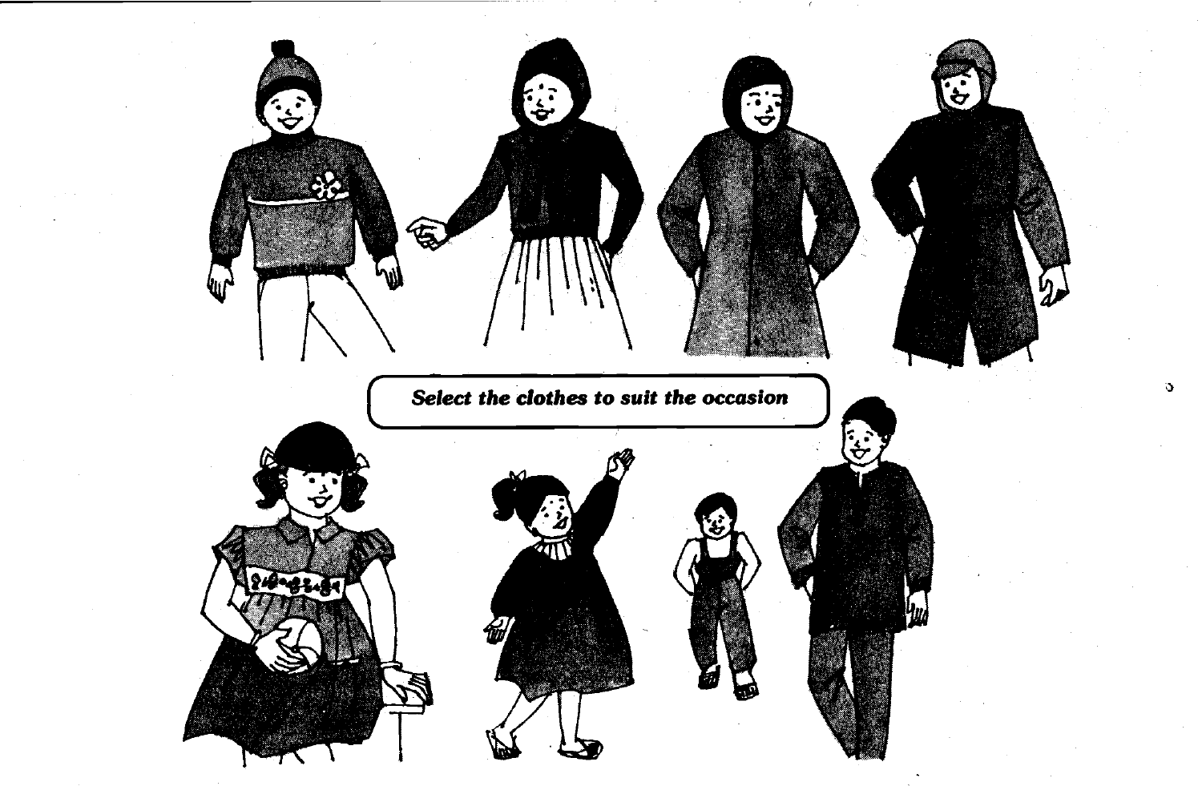***Select the clothes to suit the occasion***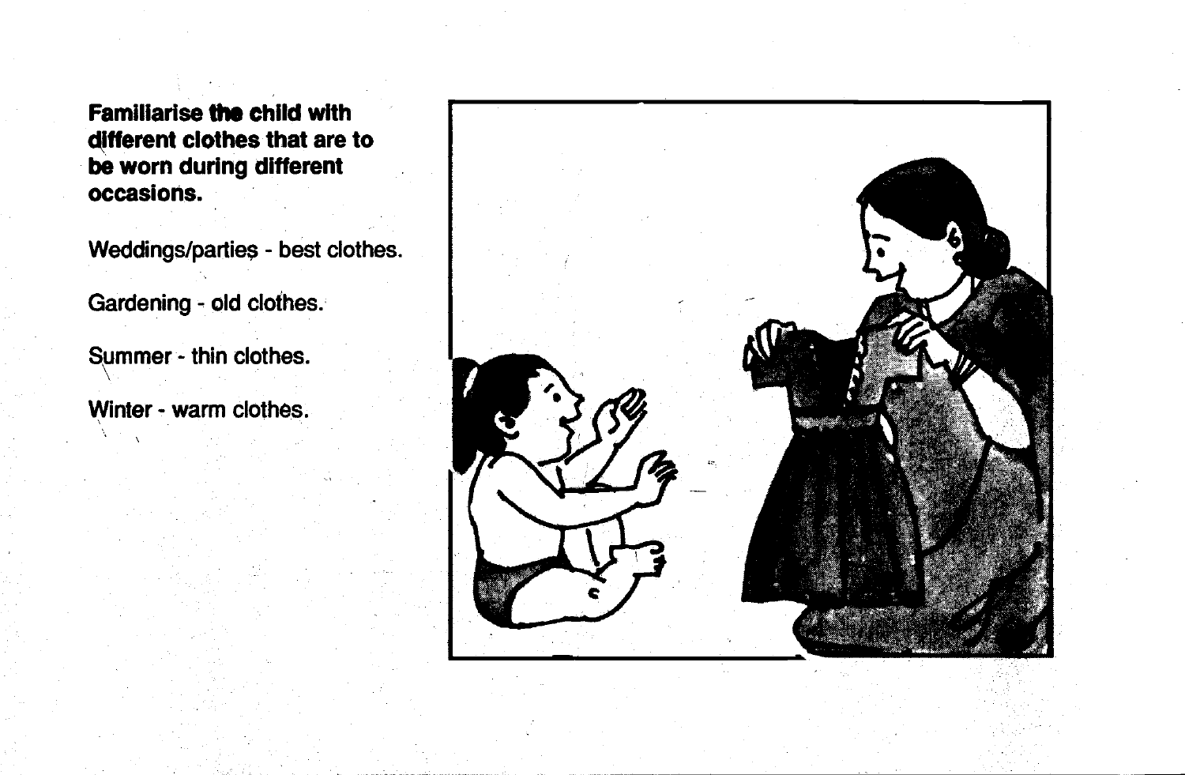**Familiarise the child with different clothes that are to be worn during different occasions.**

Weddings/parties - best clothes.

Gardening - old clothes.

Summer - thin clothes.

Winter - warm clothes.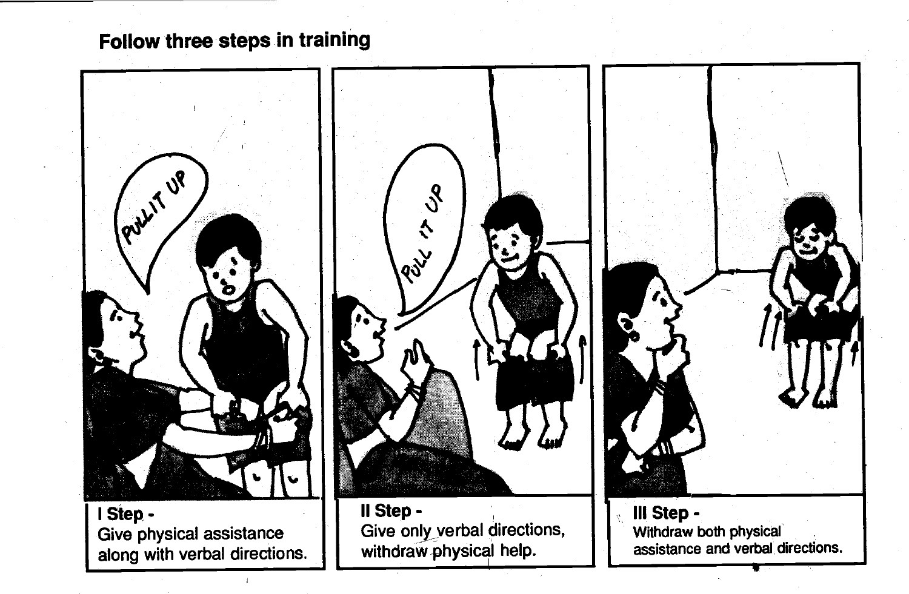## Follow three steps in training

**I Step -**
Give physical assistance along with verbal directions.

**II Step -**
Give only verbal directions, withdraw physical help.

**III Step -**
Withdraw both physical assistance and verbal directions.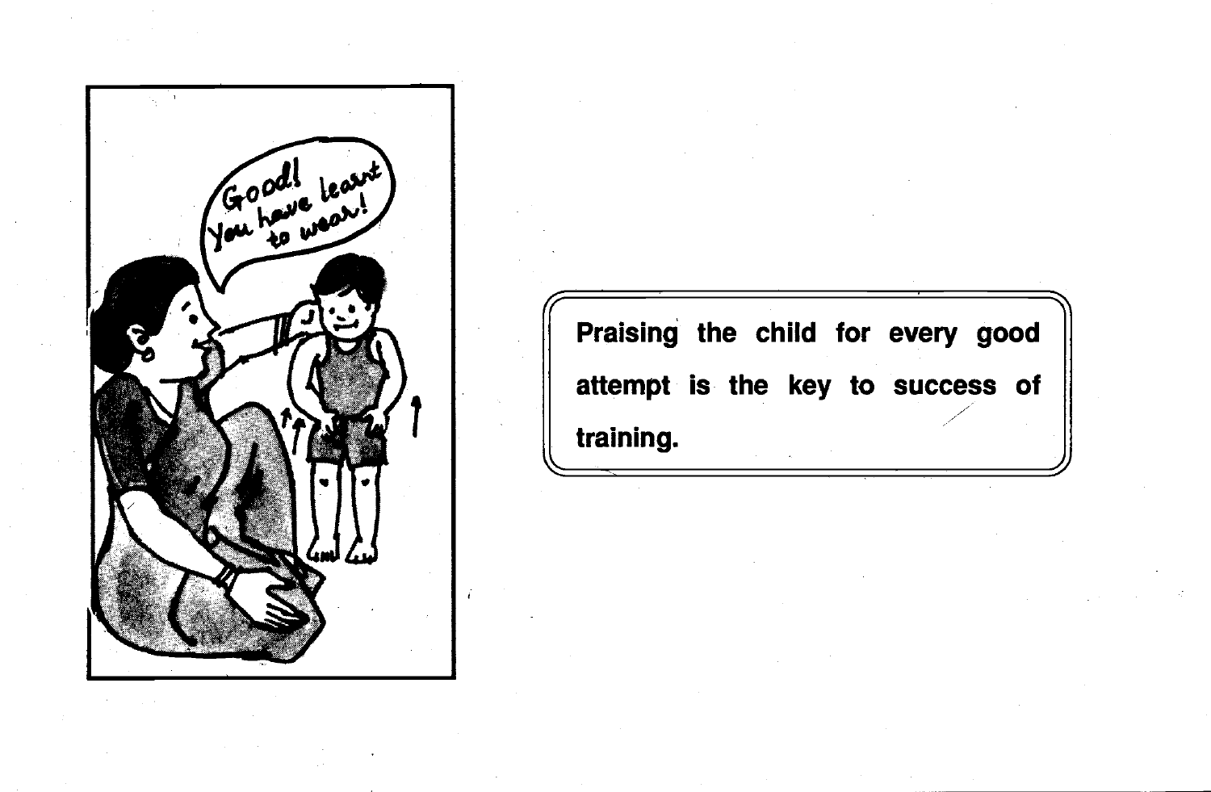Praising the child for every good attempt is the key to success of training.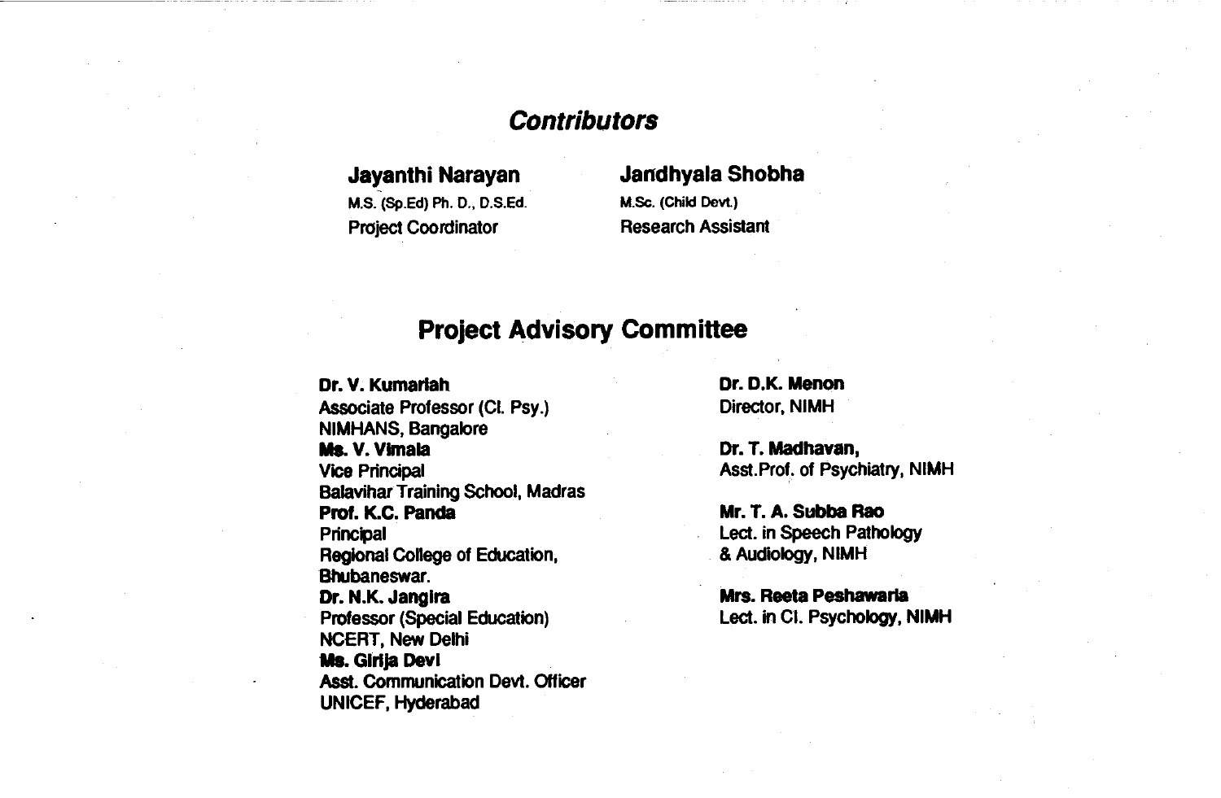## *Contributors*

**Jayanthi Narayan**
M.S. (Sp.Ed) Ph. D., D.S.Ed.
Project Coordinator

**Jandhyala Shobha**
M.Sc. (Child Devt.)
Research Assistant

## Project Advisory Committee

**Dr. V. Kumariah**
Associate Professor (Cl. Psy.)
NIMHANS, Bangalore

**Ms. V. Vimala**
Vice Principal
Balavihar Training School, Madras

**Prof. K.C. Panda**
Principal
Regional College of Education,
Bhubaneswar.

**Dr. N.K. Jangira**
Professor (Special Education)
NCERT, New Delhi

**Ms. Girija Devi**
Asst. Communication Devt. Officer
UNICEF, Hyderabad

**Dr. D.K. Menon**
Director, NIMH

**Dr. T. Madhavan,**
Asst.Prof. of Psychiatry, NIMH

**Mr. T. A. Subba Rao**
Lect. in Speech Pathology
& Audiology, NIMH

**Mrs. Reeta Peshawaria**
Lect. in Cl. Psychology, NIMH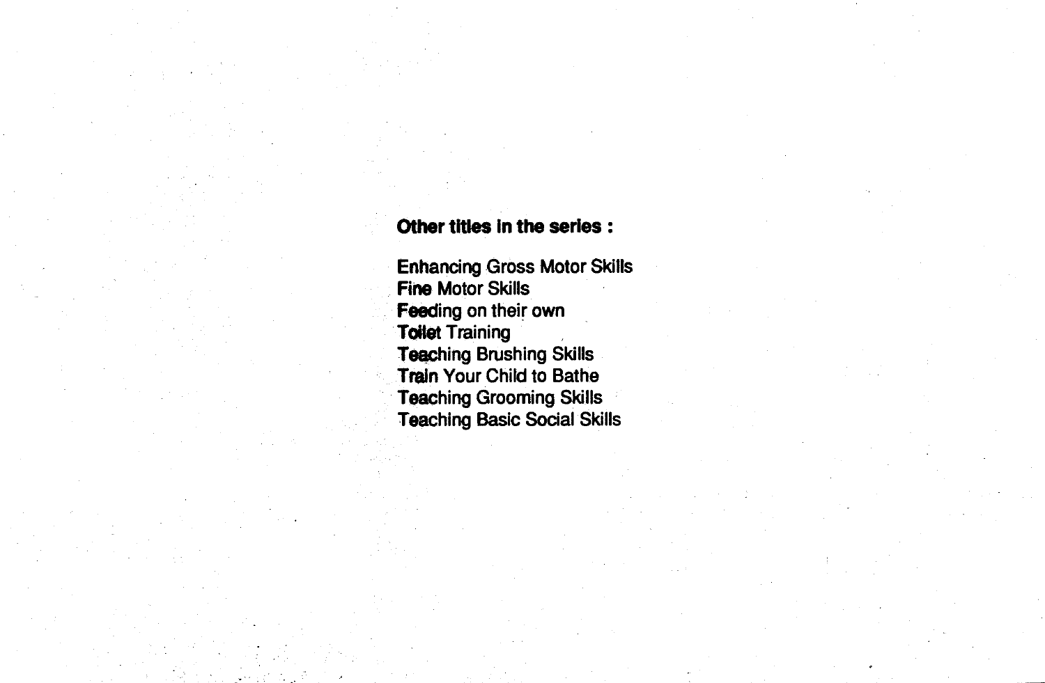**Other titles in the series :**

Enhancing Gross Motor Skills
Fine Motor Skills
Feeding on their own
Toilet Training
Teaching Brushing Skills
Train Your Child to Bathe
Teaching Grooming Skills
Teaching Basic Social Skills